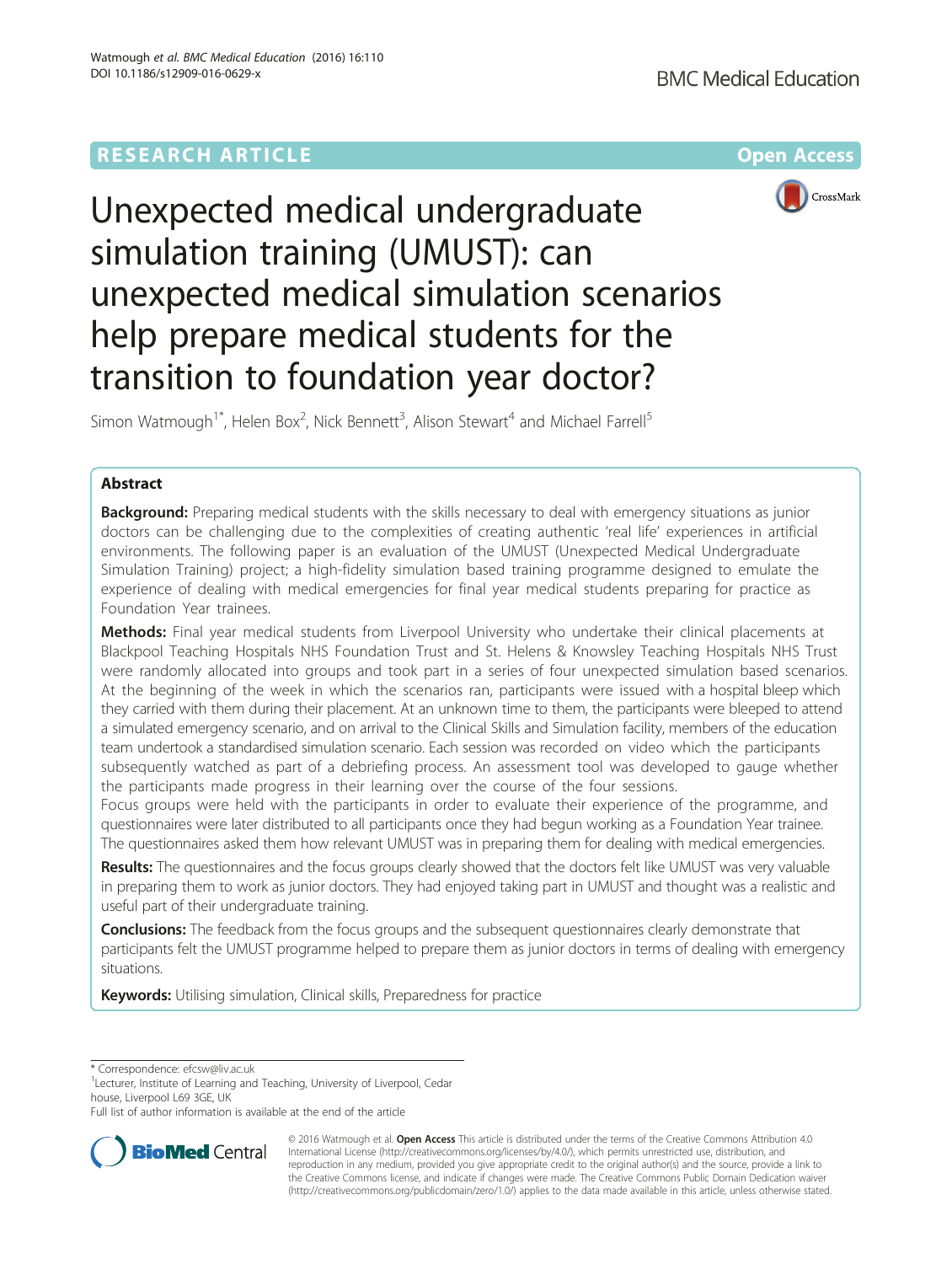RESEARCH ARTICLE

Open Access

# Unexpected medical undergraduate simulation training (UMUST): can unexpected medical simulation scenarios help prepare medical students for the transition to foundation year doctor?

Simon Watmough[1*], Helen Box[2], Nick Bennett[3], Alison Stewart[4] and Michael Farrell[5]

## Abstract

**Background:** Preparing medical students with the skills necessary to deal with emergency situations as junior doctors can be challenging due to the complexities of creating authentic 'real life' experiences in artificial environments. The following paper is an evaluation of the UMUST (Unexpected Medical Undergraduate Simulation Training) project; a high-fidelity simulation based training programme designed to emulate the experience of dealing with medical emergencies for final year medical students preparing for practice as Foundation Year trainees.

**Methods:** Final year medical students from Liverpool University who undertake their clinical placements at Blackpool Teaching Hospitals NHS Foundation Trust and St. Helens & Knowsley Teaching Hospitals NHS Trust were randomly allocated into groups and took part in a series of four unexpected simulation based scenarios. At the beginning of the week in which the scenarios ran, participants were issued with a hospital bleep which they carried with them during their placement. At an unknown time to them, the participants were bleeped to attend a simulated emergency scenario, and on arrival to the Clinical Skills and Simulation facility, members of the education team undertook a standardised simulation scenario. Each session was recorded on video which the participants subsequently watched as part of a debriefing process. An assessment tool was developed to gauge whether the participants made progress in their learning over the course of the four sessions.

Focus groups were held with the participants in order to evaluate their experience of the programme, and questionnaires were later distributed to all participants once they had begun working as a Foundation Year trainee. The questionnaires asked them how relevant UMUST was in preparing them for dealing with medical emergencies.

**Results:** The questionnaires and the focus groups clearly showed that the doctors felt like UMUST was very valuable in preparing them to work as junior doctors. They had enjoyed taking part in UMUST and thought was a realistic and useful part of their undergraduate training.

**Conclusions:** The feedback from the focus groups and the subsequent questionnaires clearly demonstrate that participants felt the UMUST programme helped to prepare them as junior doctors in terms of dealing with emergency situations.

**Keywords:** Utilising simulation, Clinical skills, Preparedness for practice

\* Correspondence: efcsw@liv.ac.uk
[1]Lecturer, Institute of Learning and Teaching, University of Liverpool, Cedar house, Liverpool L69 3GE, UK
Full list of author information is available at the end of the article

© 2016 Watmough et al. **Open Access** This article is distributed under the terms of the Creative Commons Attribution 4.0 International License (http://creativecommons.org/licenses/by/4.0/), which permits unrestricted use, distribution, and reproduction in any medium, provided you give appropriate credit to the original author(s) and the source, provide a link to the Creative Commons license, and indicate if changes were made. The Creative Commons Public Domain Dedication waiver (http://creativecommons.org/publicdomain/zero/1.0/) applies to the data made available in this article, unless otherwise stated.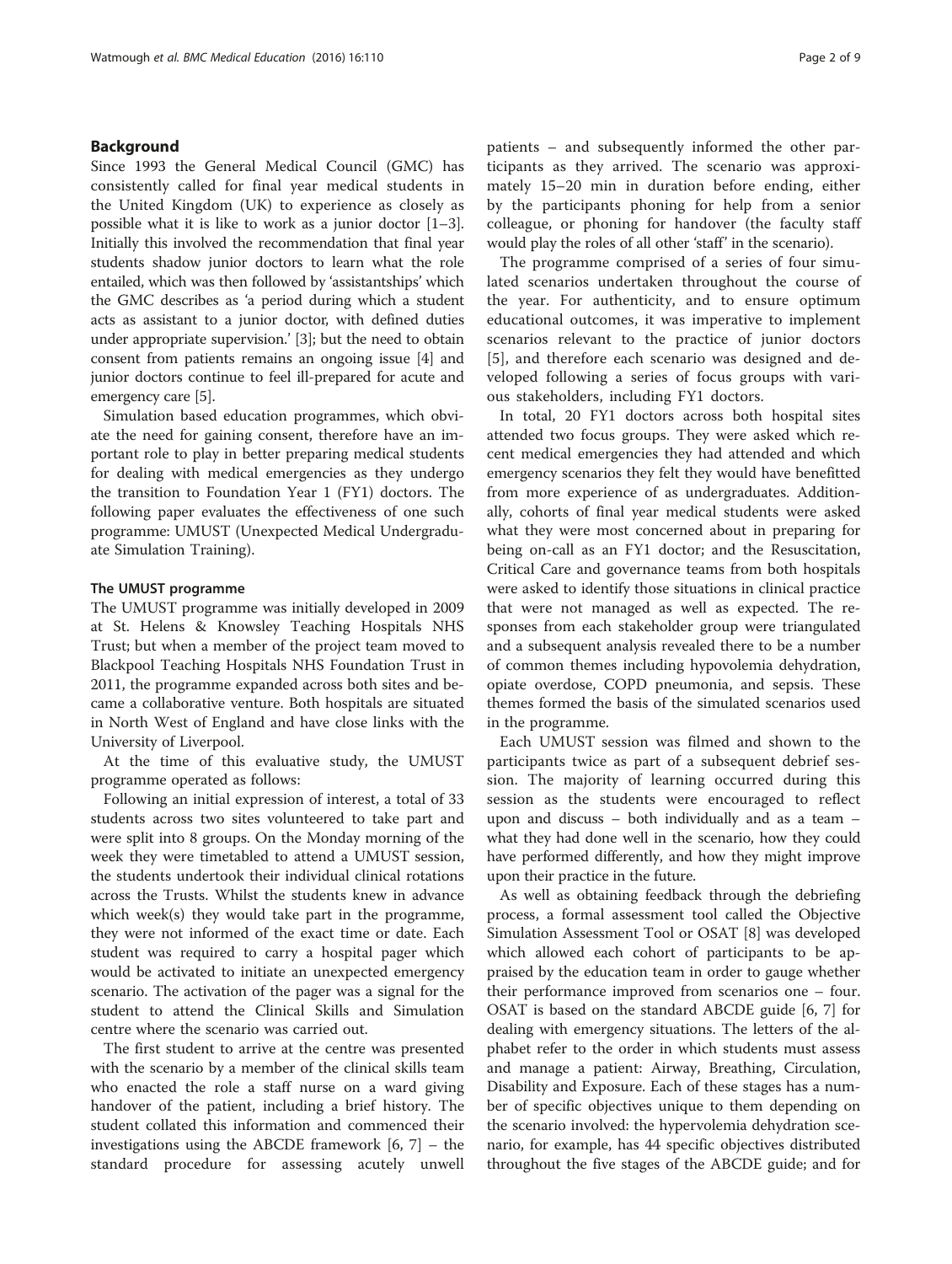## Background

Since 1993 the General Medical Council (GMC) has consistently called for final year medical students in the United Kingdom (UK) to experience as closely as possible what it is like to work as a junior doctor [1–3]. Initially this involved the recommendation that final year students shadow junior doctors to learn what the role entailed, which was then followed by 'assistantships' which the GMC describes as 'a period during which a student acts as assistant to a junior doctor, with defined duties under appropriate supervision.' [3]; but the need to obtain consent from patients remains an ongoing issue [4] and junior doctors continue to feel ill-prepared for acute and emergency care [5].

Simulation based education programmes, which obviate the need for gaining consent, therefore have an important role to play in better preparing medical students for dealing with medical emergencies as they undergo the transition to Foundation Year 1 (FY1) doctors. The following paper evaluates the effectiveness of one such programme: UMUST (Unexpected Medical Undergraduate Simulation Training).

### The UMUST programme

The UMUST programme was initially developed in 2009 at St. Helens & Knowsley Teaching Hospitals NHS Trust; but when a member of the project team moved to Blackpool Teaching Hospitals NHS Foundation Trust in 2011, the programme expanded across both sites and became a collaborative venture. Both hospitals are situated in North West of England and have close links with the University of Liverpool.

At the time of this evaluative study, the UMUST programme operated as follows:

Following an initial expression of interest, a total of 33 students across two sites volunteered to take part and were split into 8 groups. On the Monday morning of the week they were timetabled to attend a UMUST session, the students undertook their individual clinical rotations across the Trusts. Whilst the students knew in advance which week(s) they would take part in the programme, they were not informed of the exact time or date. Each student was required to carry a hospital pager which would be activated to initiate an unexpected emergency scenario. The activation of the pager was a signal for the student to attend the Clinical Skills and Simulation centre where the scenario was carried out.

The first student to arrive at the centre was presented with the scenario by a member of the clinical skills team who enacted the role a staff nurse on a ward giving handover of the patient, including a brief history. The student collated this information and commenced their investigations using the ABCDE framework [6, 7] – the standard procedure for assessing acutely unwell patients – and subsequently informed the other participants as they arrived. The scenario was approximately 15–20 min in duration before ending, either by the participants phoning for help from a senior colleague, or phoning for handover (the faculty staff would play the roles of all other 'staff' in the scenario).

The programme comprised of a series of four simulated scenarios undertaken throughout the course of the year. For authenticity, and to ensure optimum educational outcomes, it was imperative to implement scenarios relevant to the practice of junior doctors [5], and therefore each scenario was designed and developed following a series of focus groups with various stakeholders, including FY1 doctors.

In total, 20 FY1 doctors across both hospital sites attended two focus groups. They were asked which recent medical emergencies they had attended and which emergency scenarios they felt they would have benefitted from more experience of as undergraduates. Additionally, cohorts of final year medical students were asked what they were most concerned about in preparing for being on-call as an FY1 doctor; and the Resuscitation, Critical Care and governance teams from both hospitals were asked to identify those situations in clinical practice that were not managed as well as expected. The responses from each stakeholder group were triangulated and a subsequent analysis revealed there to be a number of common themes including hypovolemia dehydration, opiate overdose, COPD pneumonia, and sepsis. These themes formed the basis of the simulated scenarios used in the programme.

Each UMUST session was filmed and shown to the participants twice as part of a subsequent debrief session. The majority of learning occurred during this session as the students were encouraged to reflect upon and discuss – both individually and as a team – what they had done well in the scenario, how they could have performed differently, and how they might improve upon their practice in the future.

As well as obtaining feedback through the debriefing process, a formal assessment tool called the Objective Simulation Assessment Tool or OSAT [8] was developed which allowed each cohort of participants to be appraised by the education team in order to gauge whether their performance improved from scenarios one – four. OSAT is based on the standard ABCDE guide [6, 7] for dealing with emergency situations. The letters of the alphabet refer to the order in which students must assess and manage a patient: Airway, Breathing, Circulation, Disability and Exposure. Each of these stages has a number of specific objectives unique to them depending on the scenario involved: the hypervolemia dehydration scenario, for example, has 44 specific objectives distributed throughout the five stages of the ABCDE guide; and for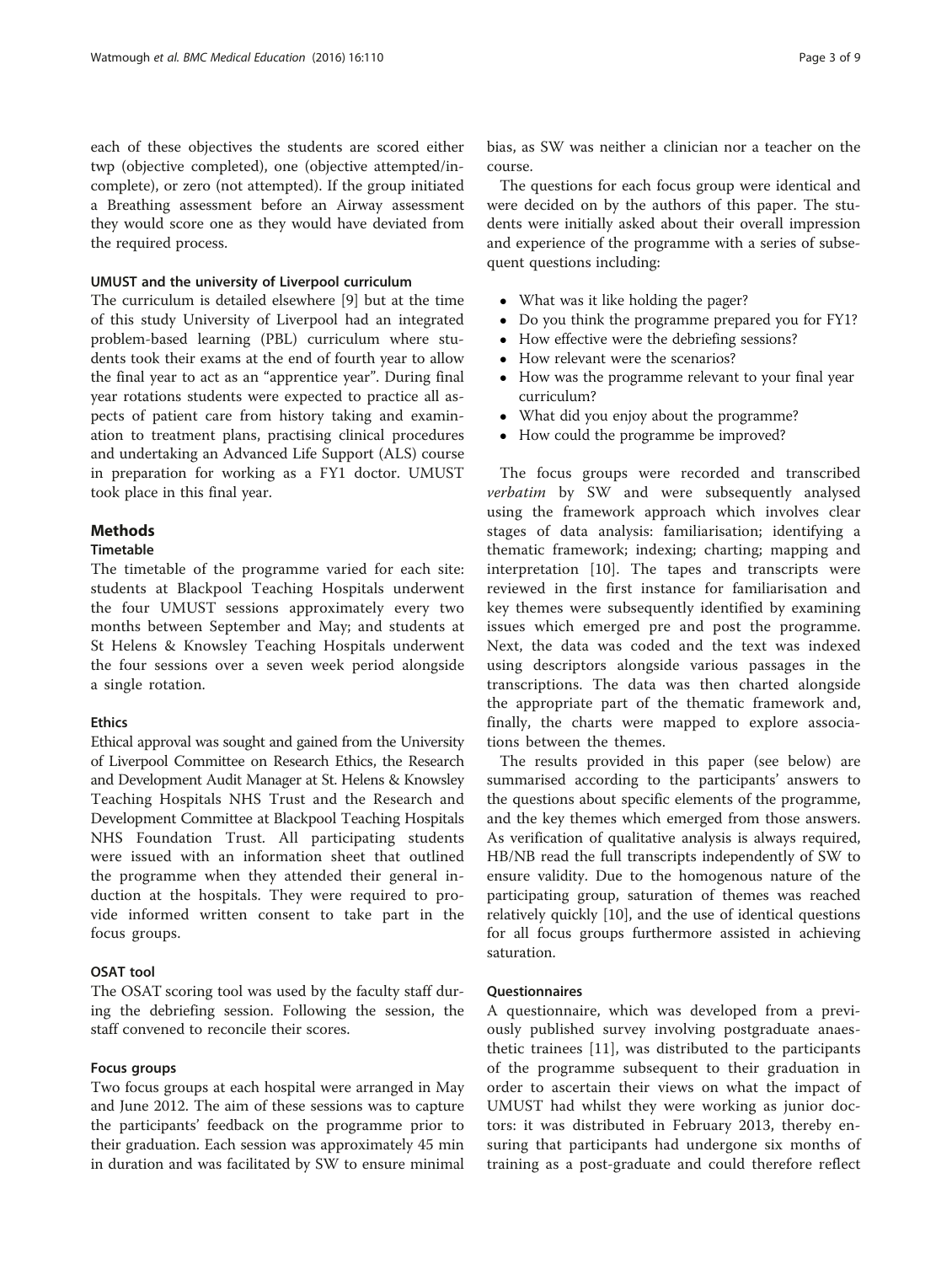each of these objectives the students are scored either twp (objective completed), one (objective attempted/incomplete), or zero (not attempted). If the group initiated a Breathing assessment before an Airway assessment they would score one as they would have deviated from the required process.

#### UMUST and the university of Liverpool curriculum

The curriculum is detailed elsewhere [9] but at the time of this study University of Liverpool had an integrated problem-based learning (PBL) curriculum where students took their exams at the end of fourth year to allow the final year to act as an "apprentice year". During final year rotations students were expected to practice all aspects of patient care from history taking and examination to treatment plans, practising clinical procedures and undertaking an Advanced Life Support (ALS) course in preparation for working as a FY1 doctor. UMUST took place in this final year.

## Methods

### Timetable

The timetable of the programme varied for each site: students at Blackpool Teaching Hospitals underwent the four UMUST sessions approximately every two months between September and May; and students at St Helens & Knowsley Teaching Hospitals underwent the four sessions over a seven week period alongside a single rotation.

#### Ethics

Ethical approval was sought and gained from the University of Liverpool Committee on Research Ethics, the Research and Development Audit Manager at St. Helens & Knowsley Teaching Hospitals NHS Trust and the Research and Development Committee at Blackpool Teaching Hospitals NHS Foundation Trust. All participating students were issued with an information sheet that outlined the programme when they attended their general induction at the hospitals. They were required to provide informed written consent to take part in the focus groups.

#### OSAT tool

The OSAT scoring tool was used by the faculty staff during the debriefing session. Following the session, the staff convened to reconcile their scores.

#### Focus groups

Two focus groups at each hospital were arranged in May and June 2012. The aim of these sessions was to capture the participants' feedback on the programme prior to their graduation. Each session was approximately 45 min in duration and was facilitated by SW to ensure minimal bias, as SW was neither a clinician nor a teacher on the course.

The questions for each focus group were identical and were decided on by the authors of this paper. The students were initially asked about their overall impression and experience of the programme with a series of subsequent questions including:

- What was it like holding the pager?
- Do you think the programme prepared you for FY1?
- How effective were the debriefing sessions?
- How relevant were the scenarios?
- How was the programme relevant to your final year curriculum?
- What did you enjoy about the programme?
- How could the programme be improved?

The focus groups were recorded and transcribed *verbatim* by SW and were subsequently analysed using the framework approach which involves clear stages of data analysis: familiarisation; identifying a thematic framework; indexing; charting; mapping and interpretation [10]. The tapes and transcripts were reviewed in the first instance for familiarisation and key themes were subsequently identified by examining issues which emerged pre and post the programme. Next, the data was coded and the text was indexed using descriptors alongside various passages in the transcriptions. The data was then charted alongside the appropriate part of the thematic framework and, finally, the charts were mapped to explore associations between the themes.

The results provided in this paper (see below) are summarised according to the participants' answers to the questions about specific elements of the programme, and the key themes which emerged from those answers. As verification of qualitative analysis is always required, HB/NB read the full transcripts independently of SW to ensure validity. Due to the homogenous nature of the participating group, saturation of themes was reached relatively quickly [10], and the use of identical questions for all focus groups furthermore assisted in achieving saturation.

#### Questionnaires

A questionnaire, which was developed from a previously published survey involving postgraduate anaesthetic trainees [11], was distributed to the participants of the programme subsequent to their graduation in order to ascertain their views on what the impact of UMUST had whilst they were working as junior doctors: it was distributed in February 2013, thereby ensuring that participants had undergone six months of training as a post-graduate and could therefore reflect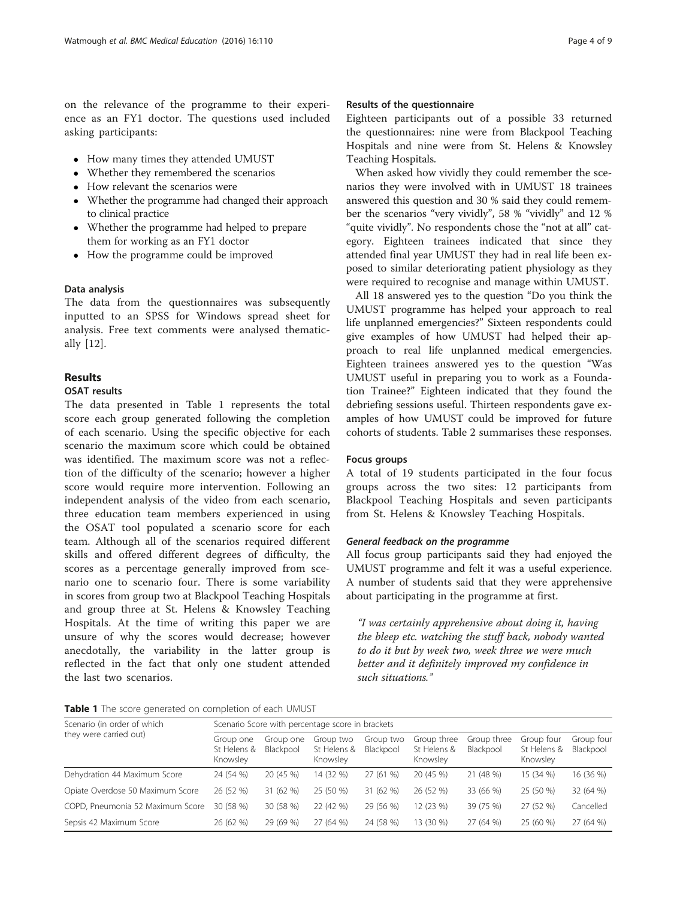on the relevance of the programme to their experience as an FY1 doctor. The questions used included asking participants:

- How many times they attended UMUST
- Whether they remembered the scenarios
- How relevant the scenarios were
- Whether the programme had changed their approach to clinical practice
- Whether the programme had helped to prepare them for working as an FY1 doctor
- How the programme could be improved

### Data analysis

The data from the questionnaires was subsequently inputted to an SPSS for Windows spread sheet for analysis. Free text comments were analysed thematically [12].

## Results

### OSAT results

The data presented in Table 1 represents the total score each group generated following the completion of each scenario. Using the specific objective for each scenario the maximum score which could be obtained was identified. The maximum score was not a reflection of the difficulty of the scenario; however a higher score would require more intervention. Following an independent analysis of the video from each scenario, three education team members experienced in using the OSAT tool populated a scenario score for each team. Although all of the scenarios required different skills and offered different degrees of difficulty, the scores as a percentage generally improved from scenario one to scenario four. There is some variability in scores from group two at Blackpool Teaching Hospitals and group three at St. Helens & Knowsley Teaching Hospitals. At the time of writing this paper we are unsure of why the scores would decrease; however anecdotally, the variability in the latter group is reflected in the fact that only one student attended the last two scenarios.

### Results of the questionnaire

Eighteen participants out of a possible 33 returned the questionnaires: nine were from Blackpool Teaching Hospitals and nine were from St. Helens & Knowsley Teaching Hospitals.

When asked how vividly they could remember the scenarios they were involved with in UMUST 18 trainees answered this question and 30 % said they could remember the scenarios "very vividly", 58 % "vividly" and 12 % "quite vividly". No respondents chose the "not at all" category. Eighteen trainees indicated that since they attended final year UMUST they had in real life been exposed to similar deteriorating patient physiology as they were required to recognise and manage within UMUST.

All 18 answered yes to the question "Do you think the UMUST programme has helped your approach to real life unplanned emergencies?" Sixteen respondents could give examples of how UMUST had helped their approach to real life unplanned medical emergencies. Eighteen trainees answered yes to the question "Was UMUST useful in preparing you to work as a Foundation Trainee?" Eighteen indicated that they found the debriefing sessions useful. Thirteen respondents gave examples of how UMUST could be improved for future cohorts of students. Table 2 summarises these responses.

### Focus groups

A total of 19 students participated in the four focus groups across the two sites: 12 participants from Blackpool Teaching Hospitals and seven participants from St. Helens & Knowsley Teaching Hospitals.

#### *General feedback on the programme*

All focus group participants said they had enjoyed the UMUST programme and felt it was a useful experience. A number of students said that they were apprehensive about participating in the programme at first.

> *"I was certainly apprehensive about doing it, having the bleep etc. watching the stuff back, nobody wanted to do it but by week two, week three we were much better and it definitely improved my confidence in such situations."*

**Table 1** The score generated on completion of each UMUST

| Scenario (in order of which they were carried out) | Scenario Score with percentage score in brackets | | | | | | | |
|---|---|---|---|---|---|---|---|---|
| | Group one St Helens & Knowsley | Group one Blackpool | Group two St Helens & Knowsley | Group two Blackpool | Group three St Helens & Knowsley | Group three Blackpool | Group four St Helens & Knowsley | Group four Blackpool |
| Dehydration 44 Maximum Score | 24 (54 %) | 20 (45 %) | 14 (32 %) | 27 (61 %) | 20 (45 %) | 21 (48 %) | 15 (34 %) | 16 (36 %) |
| Opiate Overdose 50 Maximum Score | 26 (52 %) | 31 (62 %) | 25 (50 %) | 31 (62 %) | 26 (52 %) | 33 (66 %) | 25 (50 %) | 32 (64 %) |
| COPD, Pneumonia 52 Maximum Score | 30 (58 %) | 30 (58 %) | 22 (42 %) | 29 (56 %) | 12 (23 %) | 39 (75 %) | 27 (52 %) | Cancelled |
| Sepsis 42 Maximum Score | 26 (62 %) | 29 (69 %) | 27 (64 %) | 24 (58 %) | 13 (30 %) | 27 (64 %) | 25 (60 %) | 27 (64 %) |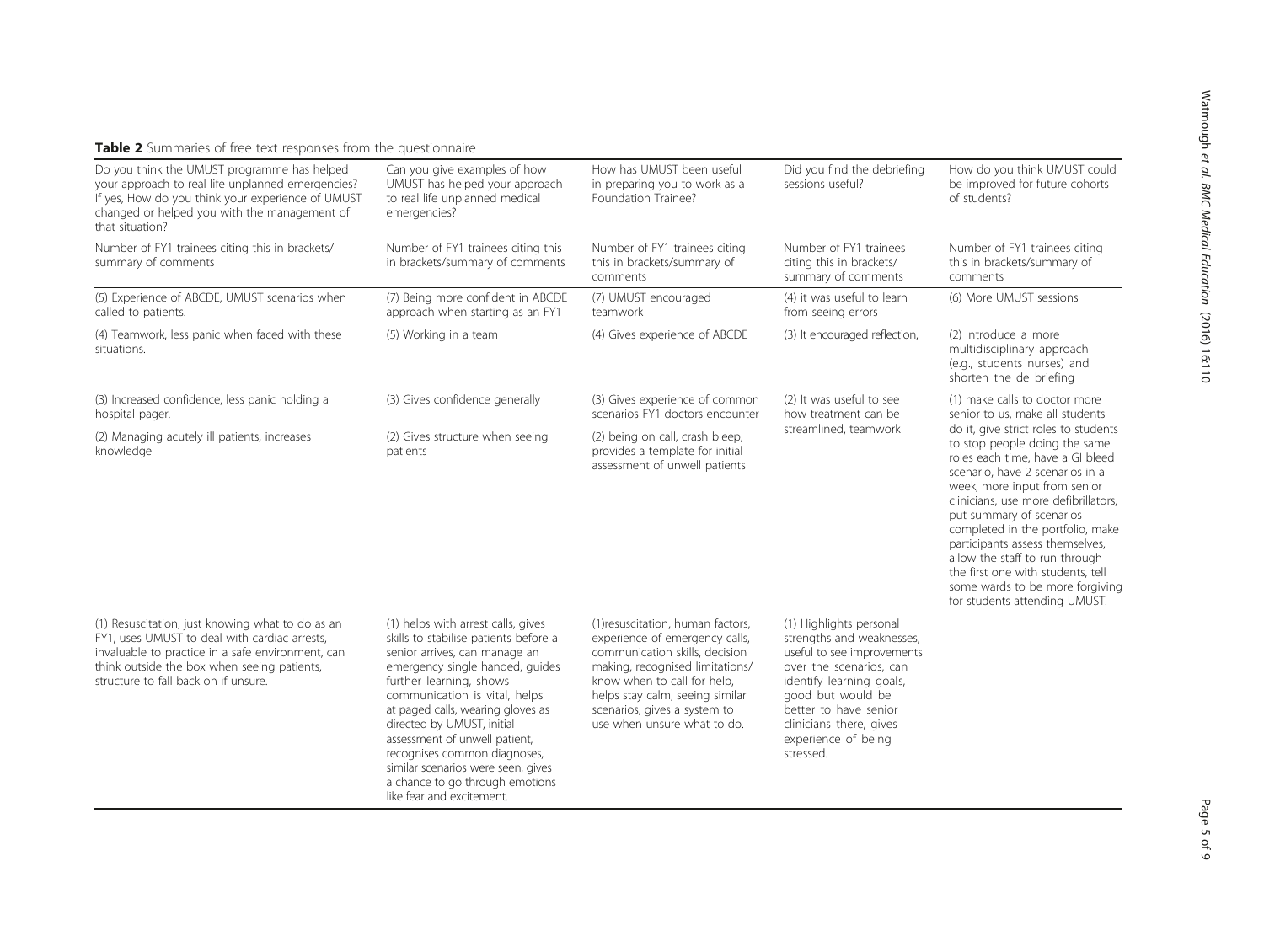**Table 2** Summaries of free text responses from the questionnaire

| Do you think the UMUST programme has helped your approach to real life unplanned emergencies? If yes, How do you think your experience of UMUST changed or helped you with the management of that situation? | Can you give examples of how UMUST has helped your approach to real life unplanned medical emergencies? | How has UMUST been useful in preparing you to work as a Foundation Trainee? | Did you find the debriefing sessions useful? | How do you think UMUST could be improved for future cohorts of students? |
|---|---|---|---|---|
| Number of FY1 trainees citing this in brackets/ summary of comments | Number of FY1 trainees citing this in brackets/summary of comments | Number of FY1 trainees citing this in brackets/summary of comments | Number of FY1 trainees citing this in brackets/ summary of comments | Number of FY1 trainees citing this in brackets/summary of comments |
| (5) Experience of ABCDE, UMUST scenarios when called to patients. | (7) Being more confident in ABCDE approach when starting as an FY1 | (7) UMUST encouraged teamwork | (4) it was useful to learn from seeing errors | (6) More UMUST sessions |
| (4) Teamwork, less panic when faced with these situations. | (5) Working in a team | (4) Gives experience of ABCDE | (3) It encouraged reflection, | (2) Introduce a more multidisciplinary approach (e.g., students nurses) and shorten the de briefing |
| (3) Increased confidence, less panic holding a hospital pager. | (3) Gives confidence generally | (3) Gives experience of common scenarios FY1 doctors encounter | (2) It was useful to see how treatment can be streamlined, teamwork | (1) make calls to doctor more senior to us, make all students do it, give strict roles to students to stop people doing the same roles each time, have a GI bleed scenario, have 2 scenarios in a week, more input from senior clinicians, use more defibrillators, put summary of scenarios completed in the portfolio, make participants assess themselves, allow the staff to run through the first one with students, tell some wards to be more forgiving for students attending UMUST. |
| (2) Managing acutely ill patients, increases knowledge | (2) Gives structure when seeing patients | (2) being on call, crash bleep, provides a template for initial assessment of unwell patients | | |
| (1) Resuscitation, just knowing what to do as an FY1, uses UMUST to deal with cardiac arrests, invaluable to practice in a safe environment, can think outside the box when seeing patients, structure to fall back on if unsure. | (1) helps with arrest calls, gives skills to stabilise patients before a senior arrives, can manage an emergency single handed, guides further learning, shows communication is vital, helps at paged calls, wearing gloves as directed by UMUST, initial assessment of unwell patient, recognises common diagnoses, similar scenarios were seen, gives a chance to go through emotions like fear and excitement. | (1)resuscitation, human factors, experience of emergency calls, communication skills, decision making, recognised limitations/ know when to call for help, helps stay calm, seeing similar scenarios, gives a system to use when unsure what to do. | (1) Highlights personal strengths and weaknesses, useful to see improvements over the scenarios, can identify learning goals, good but would be better to have senior clinicians there, gives experience of being stressed. | |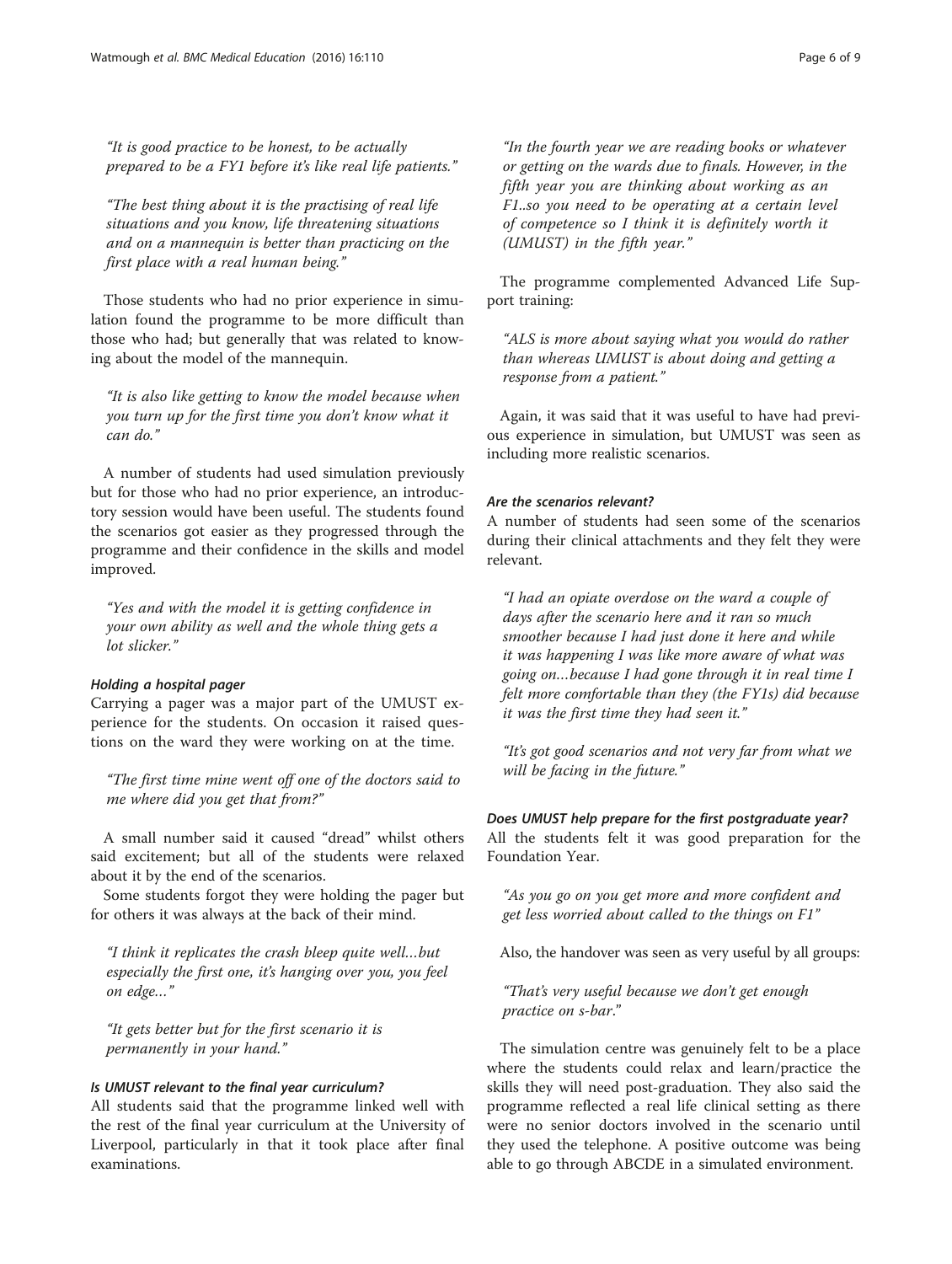> "It is good practice to be honest, to be actually prepared to be a FY1 before it's like real life patients."

> "The best thing about it is the practising of real life situations and you know, life threatening situations and on a mannequin is better than practicing on the first place with a real human being."

Those students who had no prior experience in simulation found the programme to be more difficult than those who had; but generally that was related to knowing about the model of the mannequin.

> "It is also like getting to know the model because when you turn up for the first time you don't know what it can do."

A number of students had used simulation previously but for those who had no prior experience, an introductory session would have been useful. The students found the scenarios got easier as they progressed through the programme and their confidence in the skills and model improved.

> "Yes and with the model it is getting confidence in your own ability as well and the whole thing gets a lot slicker."

#### *Holding a hospital pager*

Carrying a pager was a major part of the UMUST experience for the students. On occasion it raised questions on the ward they were working on at the time.

> "The first time mine went off one of the doctors said to me where did you get that from?"

A small number said it caused "dread" whilst others said excitement; but all of the students were relaxed about it by the end of the scenarios.

Some students forgot they were holding the pager but for others it was always at the back of their mind.

> "I think it replicates the crash bleep quite well…but especially the first one, it's hanging over you, you feel on edge…"

> "It gets better but for the first scenario it is permanently in your hand."

#### *Is UMUST relevant to the final year curriculum?*

All students said that the programme linked well with the rest of the final year curriculum at the University of Liverpool, particularly in that it took place after final examinations.

> "In the fourth year we are reading books or whatever or getting on the wards due to finals. However, in the fifth year you are thinking about working as an F1..so you need to be operating at a certain level of competence so I think it is definitely worth it (UMUST) in the fifth year."

The programme complemented Advanced Life Support training:

> "ALS is more about saying what you would do rather than whereas UMUST is about doing and getting a response from a patient."

Again, it was said that it was useful to have had previous experience in simulation, but UMUST was seen as including more realistic scenarios.

#### *Are the scenarios relevant?*

A number of students had seen some of the scenarios during their clinical attachments and they felt they were relevant.

> "I had an opiate overdose on the ward a couple of days after the scenario here and it ran so much smoother because I had just done it here and while it was happening I was like more aware of what was going on…because I had gone through it in real time I felt more comfortable than they (the FY1s) did because it was the first time they had seen it."

> "It's got good scenarios and not very far from what we will be facing in the future."

#### *Does UMUST help prepare for the first postgraduate year?*

All the students felt it was good preparation for the Foundation Year.

> "As you go on you get more and more confident and get less worried about called to the things on F1"

Also, the handover was seen as very useful by all groups:

> "That's very useful because we don't get enough practice on s-bar."

The simulation centre was genuinely felt to be a place where the students could relax and learn/practice the skills they will need post-graduation. They also said the programme reflected a real life clinical setting as there were no senior doctors involved in the scenario until they used the telephone. A positive outcome was being able to go through ABCDE in a simulated environment.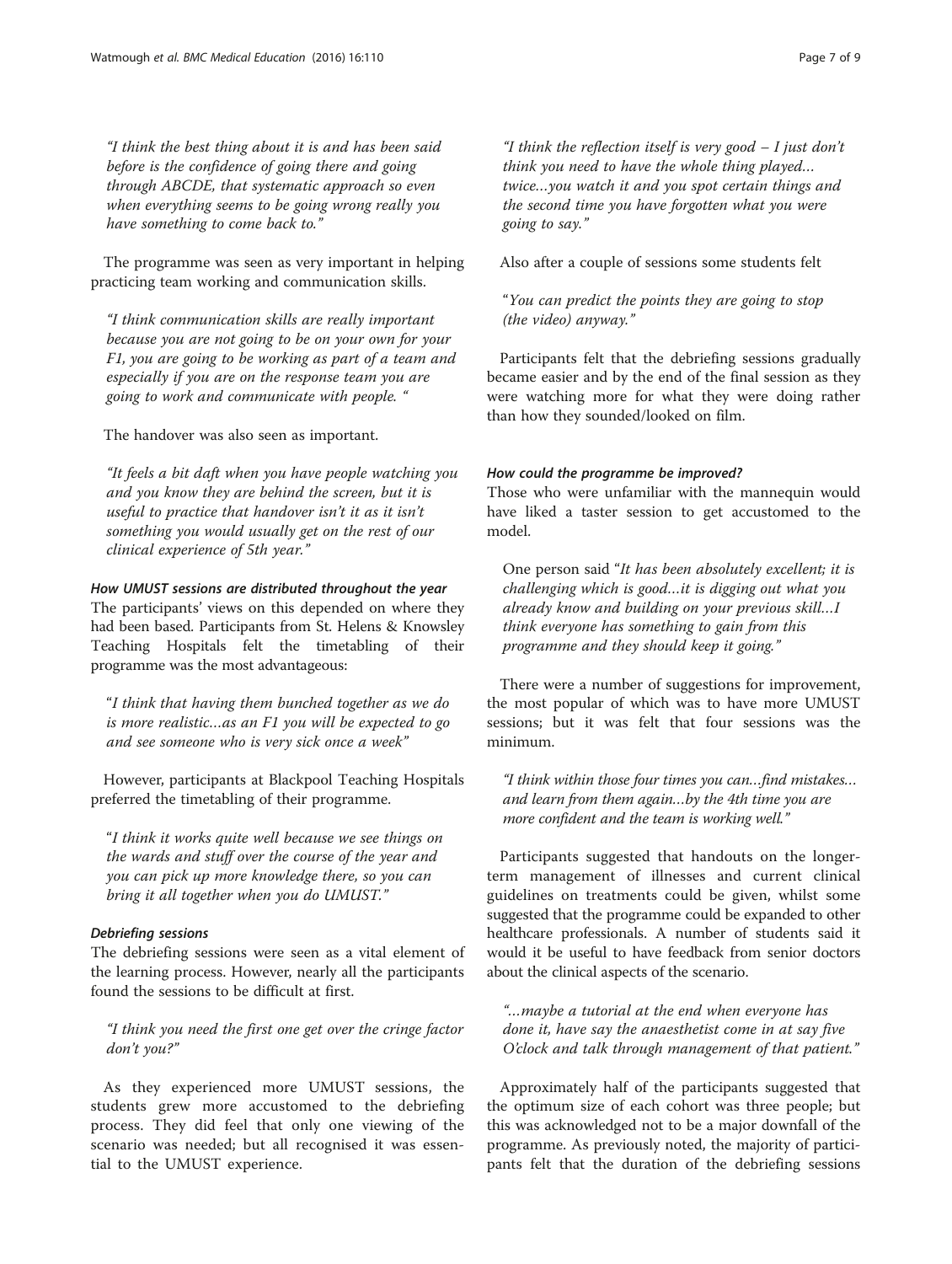"I think the best thing about it is and has been said before is the confidence of going there and going through ABCDE, that systematic approach so even when everything seems to be going wrong really you have something to come back to."

The programme was seen as very important in helping practicing team working and communication skills.

"I think communication skills are really important because you are not going to be on your own for your F1, you are going to be working as part of a team and especially if you are on the response team you are going to work and communicate with people. "

The handover was also seen as important.

"It feels a bit daft when you have people watching you and you know they are behind the screen, but it is useful to practice that handover isn't it as it isn't something you would usually get on the rest of our clinical experience of 5th year."

#### How UMUST sessions are distributed throughout the year

The participants' views on this depended on where they had been based. Participants from St. Helens & Knowsley Teaching Hospitals felt the timetabling of their programme was the most advantageous:

"I think that having them bunched together as we do is more realistic…as an F1 you will be expected to go and see someone who is very sick once a week"

However, participants at Blackpool Teaching Hospitals preferred the timetabling of their programme.

"I think it works quite well because we see things on the wards and stuff over the course of the year and you can pick up more knowledge there, so you can bring it all together when you do UMUST."

#### Debriefing sessions

The debriefing sessions were seen as a vital element of the learning process. However, nearly all the participants found the sessions to be difficult at first.

"I think you need the first one get over the cringe factor don't you?"

As they experienced more UMUST sessions, the students grew more accustomed to the debriefing process. They did feel that only one viewing of the scenario was needed; but all recognised it was essential to the UMUST experience.

"I think the reflection itself is very good – I just don't think you need to have the whole thing played… twice…you watch it and you spot certain things and the second time you have forgotten what you were going to say."

Also after a couple of sessions some students felt

"You can predict the points they are going to stop (the video) anyway."

Participants felt that the debriefing sessions gradually became easier and by the end of the final session as they were watching more for what they were doing rather than how they sounded/looked on film.

#### How could the programme be improved?

Those who were unfamiliar with the mannequin would have liked a taster session to get accustomed to the model.

One person said "It has been absolutely excellent; it is challenging which is good…it is digging out what you already know and building on your previous skill…I think everyone has something to gain from this programme and they should keep it going."

There were a number of suggestions for improvement, the most popular of which was to have more UMUST sessions; but it was felt that four sessions was the minimum.

"I think within those four times you can…find mistakes… and learn from them again…by the 4th time you are more confident and the team is working well."

Participants suggested that handouts on the longer-term management of illnesses and current clinical guidelines on treatments could be given, whilst some suggested that the programme could be expanded to other healthcare professionals. A number of students said it would it be useful to have feedback from senior doctors about the clinical aspects of the scenario.

"…maybe a tutorial at the end when everyone has done it, have say the anaesthetist come in at say five O'clock and talk through management of that patient."

Approximately half of the participants suggested that the optimum size of each cohort was three people; but this was acknowledged not to be a major downfall of the programme. As previously noted, the majority of participants felt that the duration of the debriefing sessions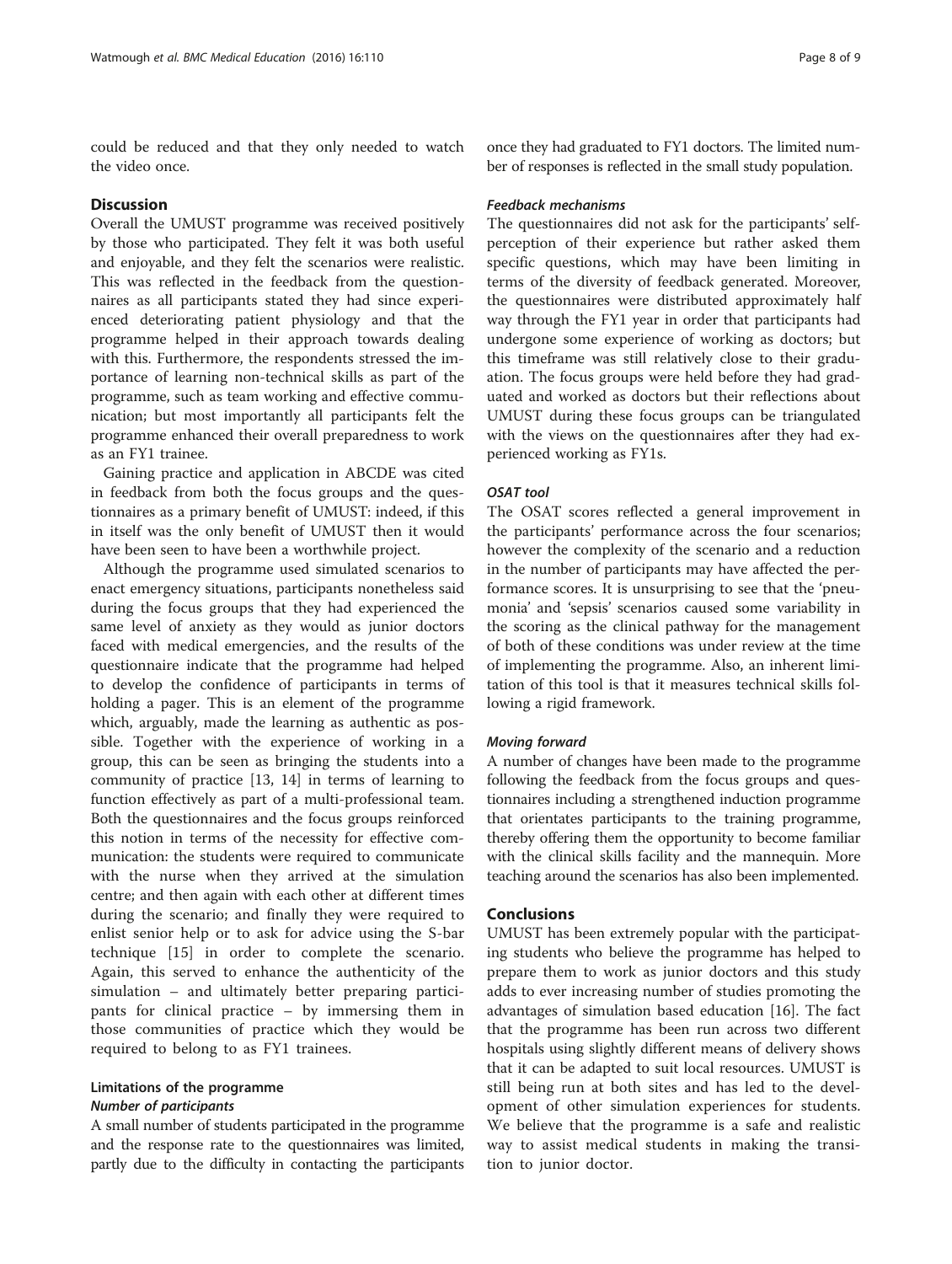could be reduced and that they only needed to watch the video once.

## Discussion

Overall the UMUST programme was received positively by those who participated. They felt it was both useful and enjoyable, and they felt the scenarios were realistic. This was reflected in the feedback from the questionnaires as all participants stated they had since experienced deteriorating patient physiology and that the programme helped in their approach towards dealing with this. Furthermore, the respondents stressed the importance of learning non-technical skills as part of the programme, such as team working and effective communication; but most importantly all participants felt the programme enhanced their overall preparedness to work as an FY1 trainee.

Gaining practice and application in ABCDE was cited in feedback from both the focus groups and the questionnaires as a primary benefit of UMUST: indeed, if this in itself was the only benefit of UMUST then it would have been seen to have been a worthwhile project.

Although the programme used simulated scenarios to enact emergency situations, participants nonetheless said during the focus groups that they had experienced the same level of anxiety as they would as junior doctors faced with medical emergencies, and the results of the questionnaire indicate that the programme had helped to develop the confidence of participants in terms of holding a pager. This is an element of the programme which, arguably, made the learning as authentic as possible. Together with the experience of working in a group, this can be seen as bringing the students into a community of practice [13, 14] in terms of learning to function effectively as part of a multi-professional team. Both the questionnaires and the focus groups reinforced this notion in terms of the necessity for effective communication: the students were required to communicate with the nurse when they arrived at the simulation centre; and then again with each other at different times during the scenario; and finally they were required to enlist senior help or to ask for advice using the S-bar technique [15] in order to complete the scenario. Again, this served to enhance the authenticity of the simulation – and ultimately better preparing participants for clinical practice – by immersing them in those communities of practice which they would be required to belong to as FY1 trainees.

### Limitations of the programme

#### *Number of participants*

A small number of students participated in the programme and the response rate to the questionnaires was limited, partly due to the difficulty in contacting the participants once they had graduated to FY1 doctors. The limited number of responses is reflected in the small study population.

#### *Feedback mechanisms*

The questionnaires did not ask for the participants' self-perception of their experience but rather asked them specific questions, which may have been limiting in terms of the diversity of feedback generated. Moreover, the questionnaires were distributed approximately half way through the FY1 year in order that participants had undergone some experience of working as doctors; but this timeframe was still relatively close to their graduation. The focus groups were held before they had graduated and worked as doctors but their reflections about UMUST during these focus groups can be triangulated with the views on the questionnaires after they had experienced working as FY1s.

#### *OSAT tool*

The OSAT scores reflected a general improvement in the participants' performance across the four scenarios; however the complexity of the scenario and a reduction in the number of participants may have affected the performance scores. It is unsurprising to see that the 'pneumonia' and 'sepsis' scenarios caused some variability in the scoring as the clinical pathway for the management of both of these conditions was under review at the time of implementing the programme. Also, an inherent limitation of this tool is that it measures technical skills following a rigid framework.

#### *Moving forward*

A number of changes have been made to the programme following the feedback from the focus groups and questionnaires including a strengthened induction programme that orientates participants to the training programme, thereby offering them the opportunity to become familiar with the clinical skills facility and the mannequin. More teaching around the scenarios has also been implemented.

## Conclusions

UMUST has been extremely popular with the participating students who believe the programme has helped to prepare them to work as junior doctors and this study adds to ever increasing number of studies promoting the advantages of simulation based education [16]. The fact that the programme has been run across two different hospitals using slightly different means of delivery shows that it can be adapted to suit local resources. UMUST is still being run at both sites and has led to the development of other simulation experiences for students. We believe that the programme is a safe and realistic way to assist medical students in making the transition to junior doctor.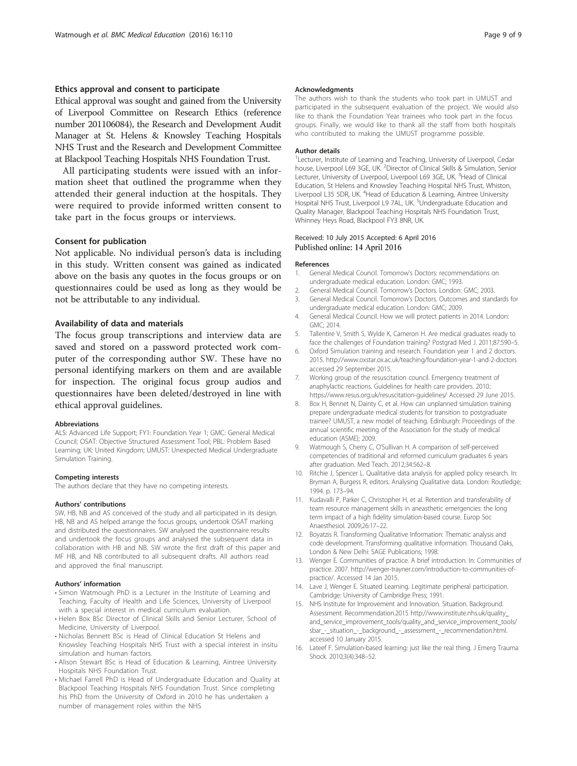### Ethics approval and consent to participate

Ethical approval was sought and gained from the University of Liverpool Committee on Research Ethics (reference number 201106084), the Research and Development Audit Manager at St. Helens & Knowsley Teaching Hospitals NHS Trust and the Research and Development Committee at Blackpool Teaching Hospitals NHS Foundation Trust.

All participating students were issued with an information sheet that outlined the programme when they attended their general induction at the hospitals. They were required to provide informed written consent to take part in the focus groups or interviews.

### Consent for publication

Not applicable. No individual person's data is including in this study. Written consent was gained as indicated above on the basis any quotes in the focus groups or on questionnaires could be used as long as they would be not be attributable to any individual.

### Availability of data and materials

The focus group transcriptions and interview data are saved and stored on a password protected work computer of the corresponding author SW. These have no personal identifying markers on them and are available for inspection. The original focus group audios and questionnaires have been deleted/destroyed in line with ethical approval guidelines.

#### Abbreviations

ALS: Advanced Life Support; FY1: Foundation Year 1; GMC: General Medical Council; OSAT: Objective Structured Assessment Tool; PBL: Problem Based Learning; UK: United Kingdom; UMUST: Unexpected Medical Undergraduate Simulation Training.

#### Competing interests

The authors declare that they have no competing interests.

#### Authors' contributions

SW, HB, NB and AS conceived of the study and all participated in its design. HB, NB and AS helped arrange the focus groups, undertook OSAT marking and distributed the questionnaires. SW analysed the questionnaire results and undertook the focus groups and analysed the subsequent data in collaboration with HB and NB. SW wrote the first draft of this paper and MF HB, and NB contributed to all subsequent drafts. All authors read and approved the final manuscript.

#### Authors' information

- Simon Watmough PhD is a Lecturer in the Institute of Learning and Teaching, Faculty of Health and Life Sciences, University of Liverpool with a special interest in medical curriculum evaluation.
- Helen Box BSc Director of Clinical Skills and Senior Lecturer, School of Medicine, University of Liverpool.
- Nicholas Bennett BSc is Head of Clinical Education St Helens and Knowsley Teaching Hospitals NHS Trust with a special interest in insitu simulation and human factors.
- Alison Stewart BSc is Head of Education & Learning, Aintree University Hospitals NHS Foundation Trust.
- Michael Farrell PhD is Head of Undergraduate Education and Quality at Blackpool Teaching Hospitals NHS Foundation Trust. Since completing his PhD from the University of Oxford in 2010 he has undertaken a number of management roles within the NHS

#### Acknowledgments

The authors wish to thank the students who took part in UMUST and participated in the subsequent evaluation of the project. We would also like to thank the Foundation Year trainees who took part in the focus groups. Finally, we would like to thank all the staff from both hospitals who contributed to making the UMUST programme possible.

#### Author details

[1]Lecturer, Institute of Learning and Teaching, University of Liverpool, Cedar house, Liverpool L69 3GE, UK. [2]Director of Clinical Skills & Simulation, Senior Lecturer, University of Liverpool, Liverpool L69 3GE, UK. [3]Head of Clinical Education, St Helens and Knowsley Teaching Hospital NHS Trust, Whiston, Liverpool L35 5DR, UK. [4]Head of Education & Learning, Aintree University Hospital NHS Trust, Liverpool L9 7AL, UK. [5]Undergraduate Education and Quality Manager, Blackpool Teaching Hospitals NHS Foundation Trust, Whinney Heys Road, Blackpool FY3 8NR, UK.

Received: 10 July 2015 Accepted: 6 April 2016
Published online: 14 April 2016

#### References

1. General Medical Council. Tomorrow's Doctors: recommendations on undergraduate medical education. London: GMC; 1993.
2. General Medical Council. Tomorrow's Doctors. London: GMC; 2003.
3. General Medical Council. Tomorrow's Doctors. Outcomes and standards for undergraduate medical education. London: GMC; 2009.
4. General Medical Council. How we will protect patients in 2014. London: GMC; 2014.
5. Tallentire V, Smith S, Wylde K, Cameron H. Are medical graduates ready to face the challenges of Foundation training? Postgrad Med J. 2011;87:590–5.
6. Oxford Simulation training and research. Foundation year 1 and 2 doctors. 2015. http://www.oxstar.ox.ac.uk/teaching/foundation-year-1-and-2-doctors accessed 29 September 2015.
7. Working group of the resuscitation council. Emergency treatment of anaphylactic reactions. Guidelines for health care providers. 2010.: https://www.resus.org.uk/resuscitation-guidelines/ Accessed 29 June 2015.
8. Box H, Bennet N, Dainty C, et al. How can unplanned simulation training prepare undergraduate medical students for transition to postgraduate trainee? UMUST, a new model of teaching. Edinburgh: Proceedings of the annual scientific meeting of the Association for the study of medical education (ASME); 2009.
9. Watmough S, Cherry C, O'Sullivan H. A comparison of self-perceived competencies of traditional and reformed curriculum graduates 6 years after graduation. Med Teach. 2012;34:562–8.
10. Ritchie J, Spencer L. Qualitative data analysis for applied policy research. In: Bryman A, Burgess R, editors. Analysing Qualitative data. London: Routledge; 1994. p. 173–94.
11. Kudavalli P, Parker C, Christopher H, et al. Retention and transferability of team resource management skills in aneasthetic emergencies: the long term impact of a high fidelity simulation-based course. Europ Soc Anaesthesiol. 2009;26:17–22.
12. Boyatzis R. Transforming Qualitative Information: Thematic analysis and code development. Transforming qualitative information. Thousand Oaks, London & New Delhi: SAGE Publications; 1998.
13. Wenger E. Communities of practice. A brief introduction. In: Communities of practice. 2007. http://wenger-trayner.com/introduction-to-communities-of-practice/. Accessed 14 Jan 2015.
14. Lave J, Wenger E. Situated Learning. Legitimate peripheral participation. Cambridge: University of Cambridge Press; 1991.
15. NHS Institute for Improvement and Innovation. Situation. Background. Assessment. Recommendation.2015 http://www.institute.nhs.uk/quality_and_service_improvement_tools/quality_and_service_improvement_tools/sbar_-_situation_-_background_-_assessment_-_recommendation.html. accessed 10 January 2015.
16. Lateef F. Simulation-based learning: just like the real thing. J Emerg Trauma Shock. 2010;3(4):348–52.